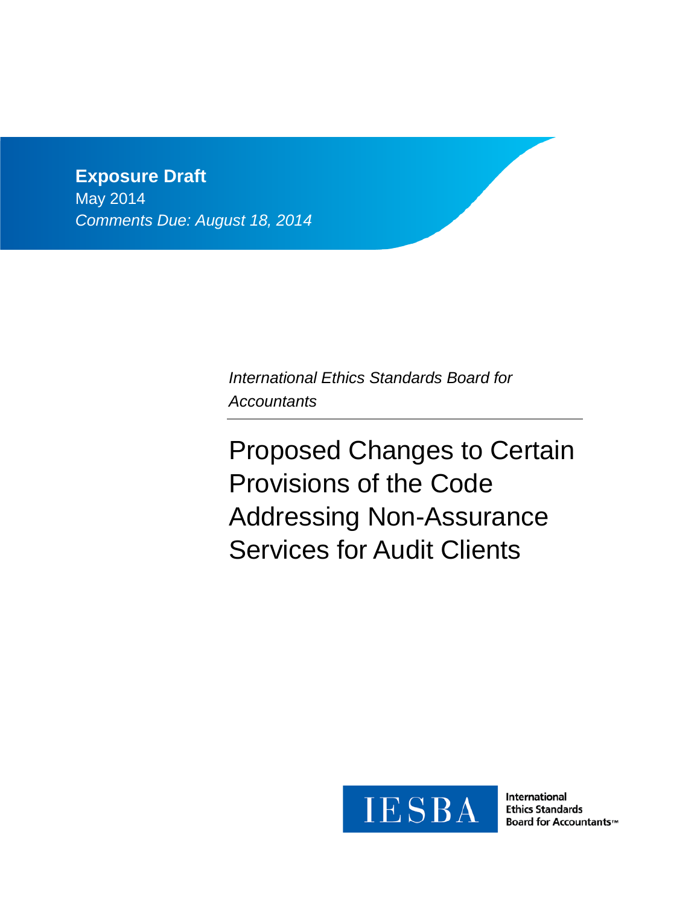**Exposure Draft**
May 2014
*Comments Due: August 18, 2014*

*International Ethics Standards Board for Accountants*

# Proposed Changes to Certain Provisions of the Code Addressing Non-Assurance Services for Audit Clients

IESBA

International Ethics Standards Board for Accountants™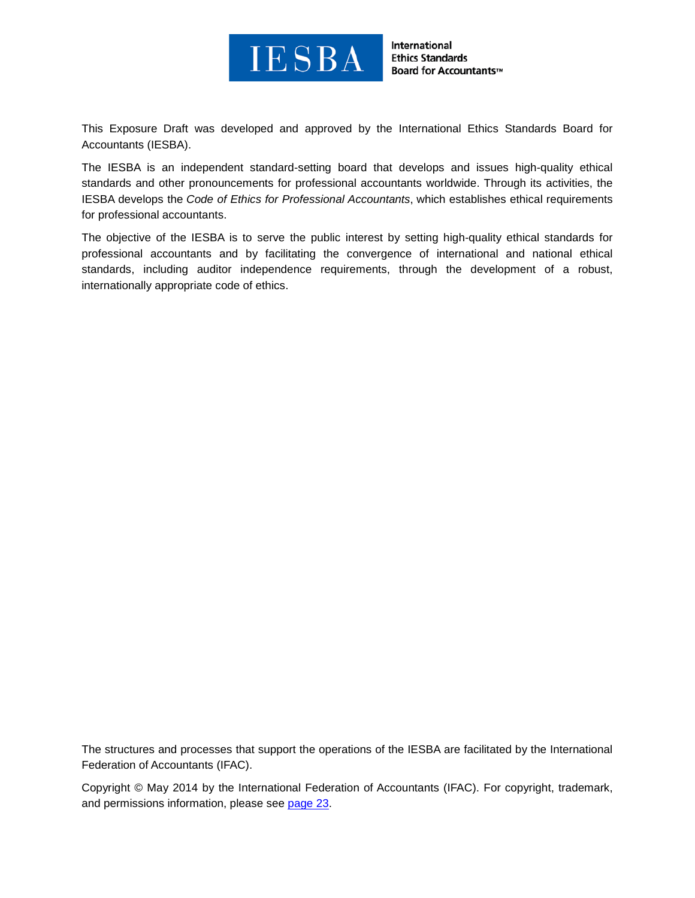This Exposure Draft was developed and approved by the International Ethics Standards Board for Accountants (IESBA).

The IESBA is an independent standard-setting board that develops and issues high-quality ethical standards and other pronouncements for professional accountants worldwide. Through its activities, the IESBA develops the *Code of Ethics for Professional Accountants*, which establishes ethical requirements for professional accountants.

The objective of the IESBA is to serve the public interest by setting high-quality ethical standards for professional accountants and by facilitating the convergence of international and national ethical standards, including auditor independence requirements, through the development of a robust, internationally appropriate code of ethics.

The structures and processes that support the operations of the IESBA are facilitated by the International Federation of Accountants (IFAC).

Copyright © May 2014 by the International Federation of Accountants (IFAC). For copyright, trademark, and permissions information, please see page 23.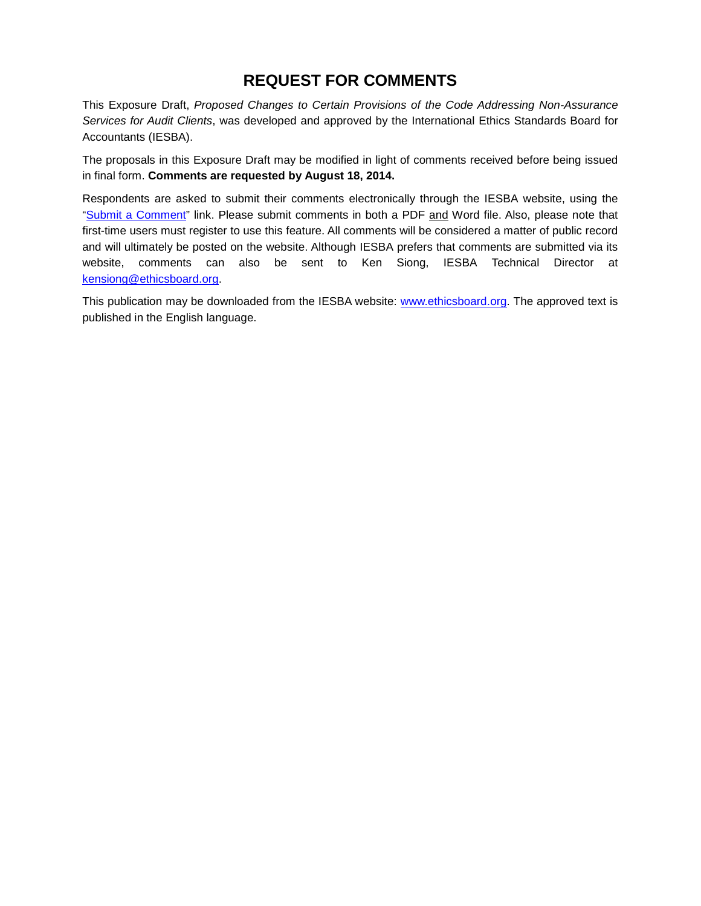# REQUEST FOR COMMENTS

This Exposure Draft, *Proposed Changes to Certain Provisions of the Code Addressing Non-Assurance Services for Audit Clients*, was developed and approved by the International Ethics Standards Board for Accountants (IESBA).

The proposals in this Exposure Draft may be modified in light of comments received before being issued in final form. **Comments are requested by August 18, 2014.**

Respondents are asked to submit their comments electronically through the IESBA website, using the "Submit a Comment" link. Please submit comments in both a PDF and Word file. Also, please note that first-time users must register to use this feature. All comments will be considered a matter of public record and will ultimately be posted on the website. Although IESBA prefers that comments are submitted via its website, comments can also be sent to Ken Siong, IESBA Technical Director at kensiong@ethicsboard.org.

This publication may be downloaded from the IESBA website: www.ethicsboard.org. The approved text is published in the English language.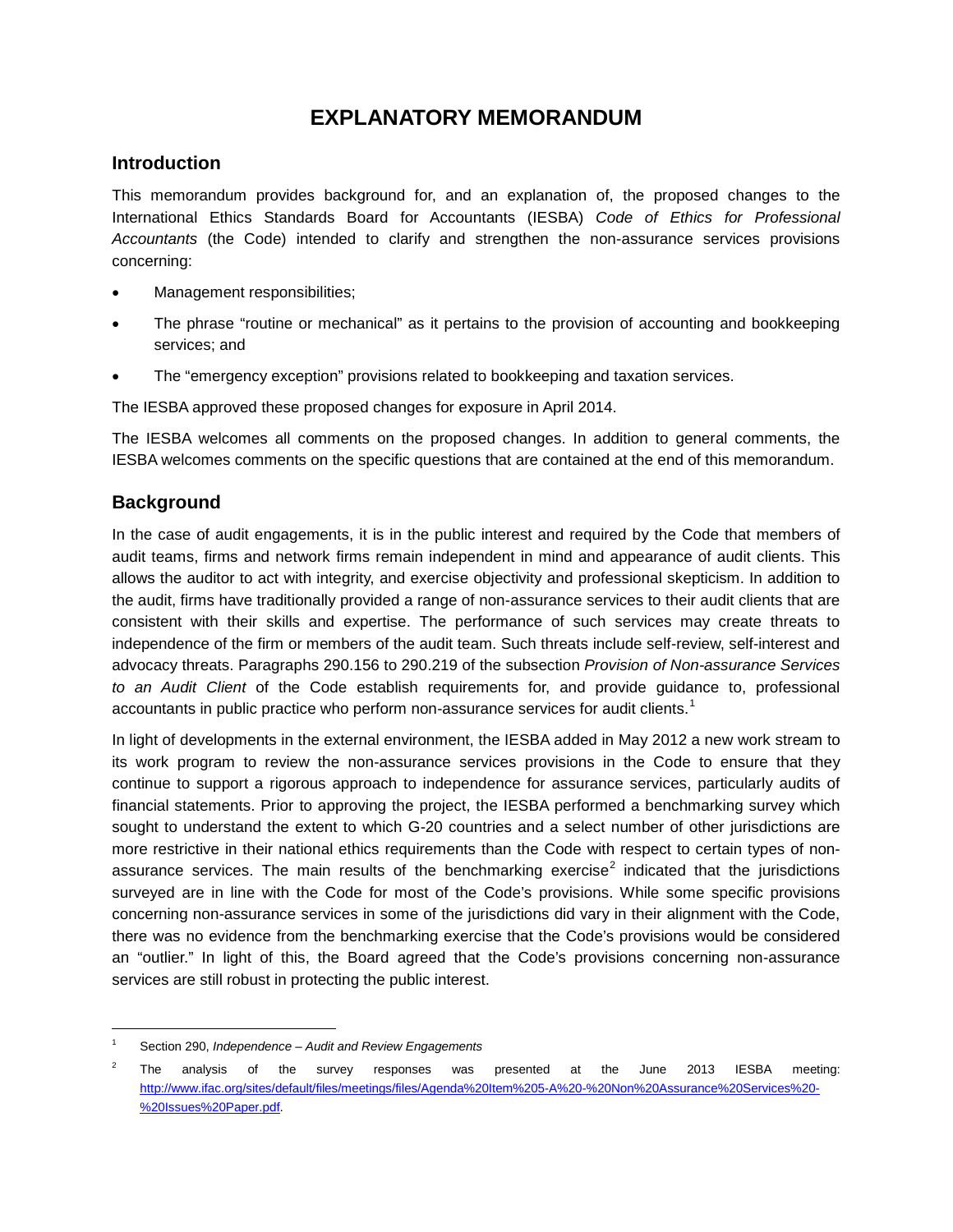# EXPLANATORY MEMORANDUM

## Introduction

This memorandum provides background for, and an explanation of, the proposed changes to the International Ethics Standards Board for Accountants (IESBA) *Code of Ethics for Professional Accountants* (the Code) intended to clarify and strengthen the non-assurance services provisions concerning:

- Management responsibilities;
- The phrase "routine or mechanical" as it pertains to the provision of accounting and bookkeeping services; and
- The "emergency exception" provisions related to bookkeeping and taxation services.

The IESBA approved these proposed changes for exposure in April 2014.

The IESBA welcomes all comments on the proposed changes. In addition to general comments, the IESBA welcomes comments on the specific questions that are contained at the end of this memorandum.

## Background

In the case of audit engagements, it is in the public interest and required by the Code that members of audit teams, firms and network firms remain independent in mind and appearance of audit clients. This allows the auditor to act with integrity, and exercise objectivity and professional skepticism. In addition to the audit, firms have traditionally provided a range of non-assurance services to their audit clients that are consistent with their skills and expertise. The performance of such services may create threats to independence of the firm or members of the audit team. Such threats include self-review, self-interest and advocacy threats. Paragraphs 290.156 to 290.219 of the subsection *Provision of Non-assurance Services to an Audit Client* of the Code establish requirements for, and provide guidance to, professional accountants in public practice who perform non-assurance services for audit clients.[1]

In light of developments in the external environment, the IESBA added in May 2012 a new work stream to its work program to review the non-assurance services provisions in the Code to ensure that they continue to support a rigorous approach to independence for assurance services, particularly audits of financial statements. Prior to approving the project, the IESBA performed a benchmarking survey which sought to understand the extent to which G-20 countries and a select number of other jurisdictions are more restrictive in their national ethics requirements than the Code with respect to certain types of non-assurance services. The main results of the benchmarking exercise[2] indicated that the jurisdictions surveyed are in line with the Code for most of the Code's provisions. While some specific provisions concerning non-assurance services in some of the jurisdictions did vary in their alignment with the Code, there was no evidence from the benchmarking exercise that the Code's provisions would be considered an "outlier." In light of this, the Board agreed that the Code's provisions concerning non-assurance services are still robust in protecting the public interest.

[1] Section 290, *Independence – Audit and Review Engagements*

[2] The analysis of the survey responses was presented at the June 2013 IESBA meeting: http://www.ifac.org/sites/default/files/meetings/files/Agenda%20Item%205-A%20-%20Non%20Assurance%20Services%20-%20Issues%20Paper.pdf.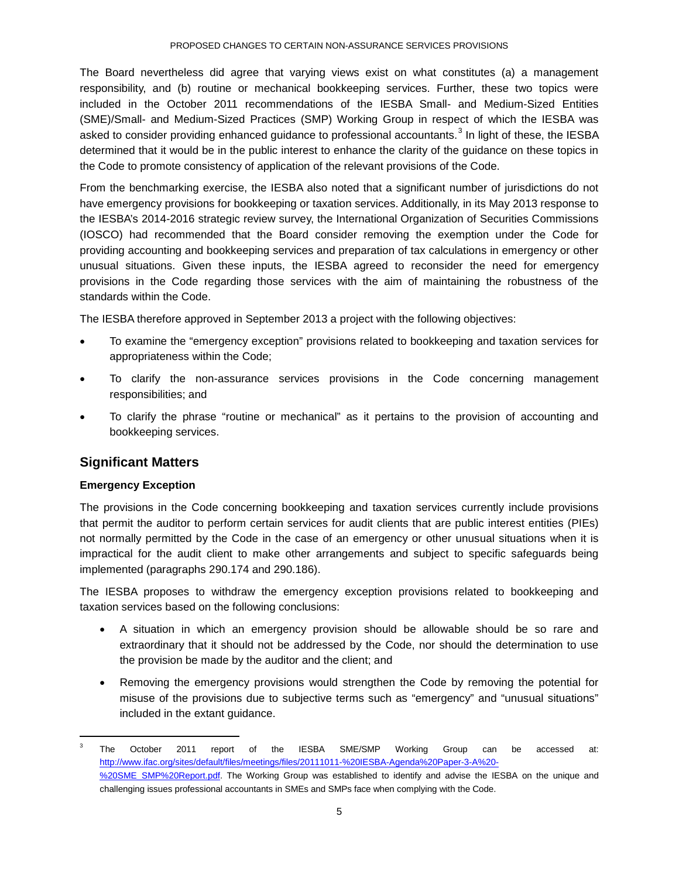The Board nevertheless did agree that varying views exist on what constitutes (a) a management responsibility, and (b) routine or mechanical bookkeeping services. Further, these two topics were included in the October 2011 recommendations of the IESBA Small- and Medium-Sized Entities (SME)/Small- and Medium-Sized Practices (SMP) Working Group in respect of which the IESBA was asked to consider providing enhanced guidance to professional accountants.[3] In light of these, the IESBA determined that it would be in the public interest to enhance the clarity of the guidance on these topics in the Code to promote consistency of application of the relevant provisions of the Code.

From the benchmarking exercise, the IESBA also noted that a significant number of jurisdictions do not have emergency provisions for bookkeeping or taxation services. Additionally, in its May 2013 response to the IESBA's 2014-2016 strategic review survey, the International Organization of Securities Commissions (IOSCO) had recommended that the Board consider removing the exemption under the Code for providing accounting and bookkeeping services and preparation of tax calculations in emergency or other unusual situations. Given these inputs, the IESBA agreed to reconsider the need for emergency provisions in the Code regarding those services with the aim of maintaining the robustness of the standards within the Code.

The IESBA therefore approved in September 2013 a project with the following objectives:

- To examine the "emergency exception" provisions related to bookkeeping and taxation services for appropriateness within the Code;
- To clarify the non-assurance services provisions in the Code concerning management responsibilities; and
- To clarify the phrase "routine or mechanical" as it pertains to the provision of accounting and bookkeeping services.

## Significant Matters

### Emergency Exception

The provisions in the Code concerning bookkeeping and taxation services currently include provisions that permit the auditor to perform certain services for audit clients that are public interest entities (PIEs) not normally permitted by the Code in the case of an emergency or other unusual situations when it is impractical for the audit client to make other arrangements and subject to specific safeguards being implemented (paragraphs 290.174 and 290.186).

The IESBA proposes to withdraw the emergency exception provisions related to bookkeeping and taxation services based on the following conclusions:

- A situation in which an emergency provision should be allowable should be so rare and extraordinary that it should not be addressed by the Code, nor should the determination to use the provision be made by the auditor and the client; and
- Removing the emergency provisions would strengthen the Code by removing the potential for misuse of the provisions due to subjective terms such as "emergency" and "unusual situations" included in the extant guidance.

---

[3] The October 2011 report of the IESBA SME/SMP Working Group can be accessed at: http://www.ifac.org/sites/default/files/meetings/files/20111011-%20IESBA-Agenda%20Paper-3-A%20-%20SME_SMP%20Report.pdf. The Working Group was established to identify and advise the IESBA on the unique and challenging issues professional accountants in SMEs and SMPs face when complying with the Code.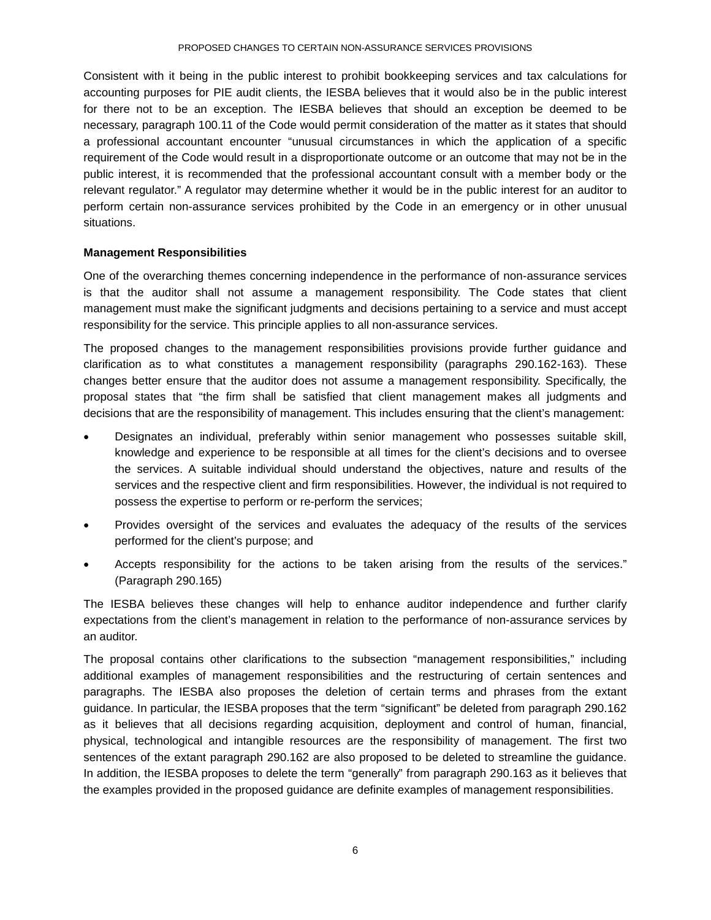Consistent with it being in the public interest to prohibit bookkeeping services and tax calculations for accounting purposes for PIE audit clients, the IESBA believes that it would also be in the public interest for there not to be an exception. The IESBA believes that should an exception be deemed to be necessary, paragraph 100.11 of the Code would permit consideration of the matter as it states that should a professional accountant encounter "unusual circumstances in which the application of a specific requirement of the Code would result in a disproportionate outcome or an outcome that may not be in the public interest, it is recommended that the professional accountant consult with a member body or the relevant regulator." A regulator may determine whether it would be in the public interest for an auditor to perform certain non-assurance services prohibited by the Code in an emergency or in other unusual situations.

**Management Responsibilities**

One of the overarching themes concerning independence in the performance of non-assurance services is that the auditor shall not assume a management responsibility. The Code states that client management must make the significant judgments and decisions pertaining to a service and must accept responsibility for the service. This principle applies to all non-assurance services.

The proposed changes to the management responsibilities provisions provide further guidance and clarification as to what constitutes a management responsibility (paragraphs 290.162-163). These changes better ensure that the auditor does not assume a management responsibility. Specifically, the proposal states that "the firm shall be satisfied that client management makes all judgments and decisions that are the responsibility of management. This includes ensuring that the client's management:

- Designates an individual, preferably within senior management who possesses suitable skill, knowledge and experience to be responsible at all times for the client's decisions and to oversee the services. A suitable individual should understand the objectives, nature and results of the services and the respective client and firm responsibilities. However, the individual is not required to possess the expertise to perform or re-perform the services;
- Provides oversight of the services and evaluates the adequacy of the results of the services performed for the client's purpose; and
- Accepts responsibility for the actions to be taken arising from the results of the services." (Paragraph 290.165)

The IESBA believes these changes will help to enhance auditor independence and further clarify expectations from the client's management in relation to the performance of non-assurance services by an auditor.

The proposal contains other clarifications to the subsection "management responsibilities," including additional examples of management responsibilities and the restructuring of certain sentences and paragraphs. The IESBA also proposes the deletion of certain terms and phrases from the extant guidance. In particular, the IESBA proposes that the term "significant" be deleted from paragraph 290.162 as it believes that all decisions regarding acquisition, deployment and control of human, financial, physical, technological and intangible resources are the responsibility of management. The first two sentences of the extant paragraph 290.162 are also proposed to be deleted to streamline the guidance. In addition, the IESBA proposes to delete the term "generally" from paragraph 290.163 as it believes that the examples provided in the proposed guidance are definite examples of management responsibilities.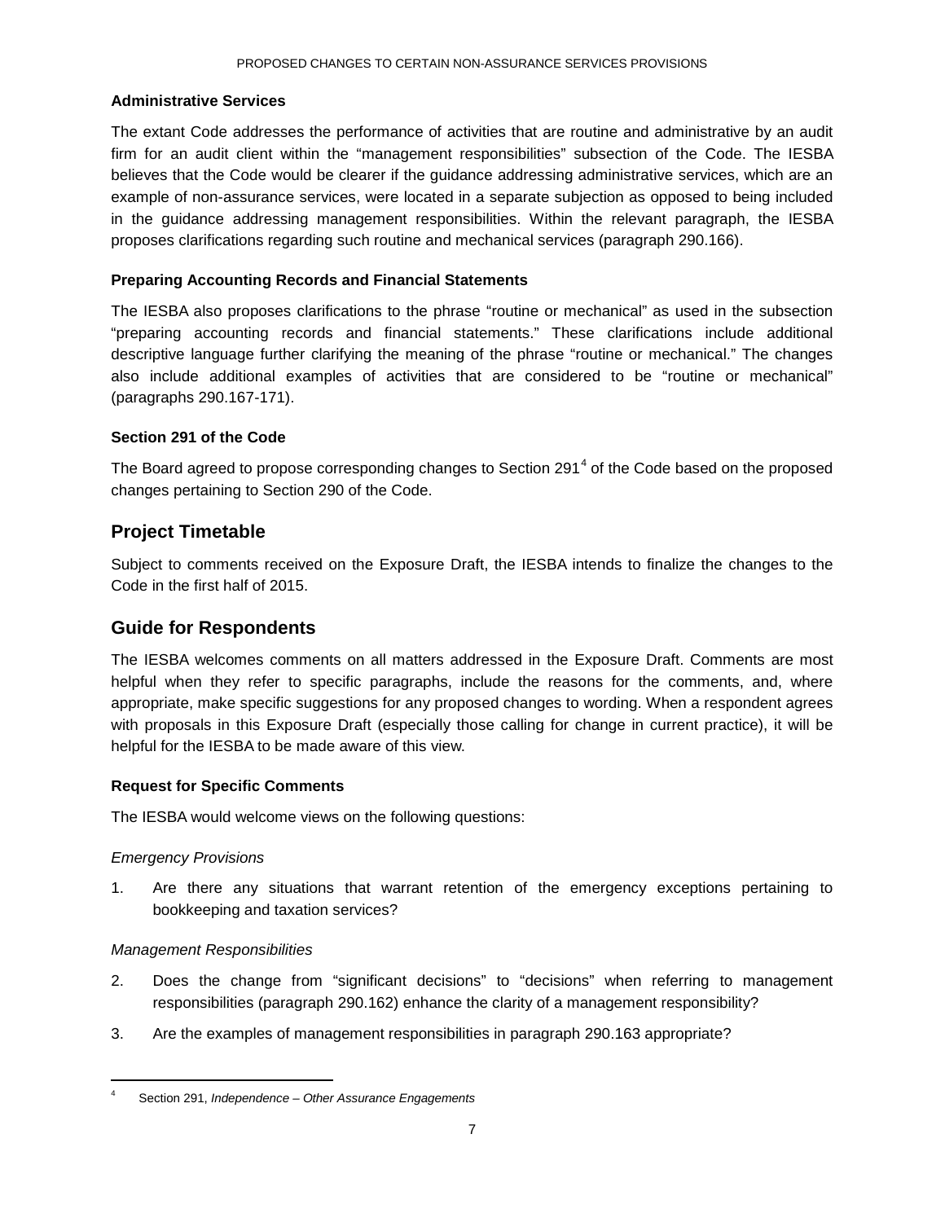### Administrative Services

The extant Code addresses the performance of activities that are routine and administrative by an audit firm for an audit client within the "management responsibilities" subsection of the Code. The IESBA believes that the Code would be clearer if the guidance addressing administrative services, which are an example of non-assurance services, were located in a separate subjection as opposed to being included in the guidance addressing management responsibilities. Within the relevant paragraph, the IESBA proposes clarifications regarding such routine and mechanical services (paragraph 290.166).

### Preparing Accounting Records and Financial Statements

The IESBA also proposes clarifications to the phrase "routine or mechanical" as used in the subsection "preparing accounting records and financial statements." These clarifications include additional descriptive language further clarifying the meaning of the phrase "routine or mechanical." The changes also include additional examples of activities that are considered to be "routine or mechanical" (paragraphs 290.167-171).

### Section 291 of the Code

The Board agreed to propose corresponding changes to Section 291[4] of the Code based on the proposed changes pertaining to Section 290 of the Code.

## Project Timetable

Subject to comments received on the Exposure Draft, the IESBA intends to finalize the changes to the Code in the first half of 2015.

## Guide for Respondents

The IESBA welcomes comments on all matters addressed in the Exposure Draft. Comments are most helpful when they refer to specific paragraphs, include the reasons for the comments, and, where appropriate, make specific suggestions for any proposed changes to wording. When a respondent agrees with proposals in this Exposure Draft (especially those calling for change in current practice), it will be helpful for the IESBA to be made aware of this view.

### Request for Specific Comments

The IESBA would welcome views on the following questions:

*Emergency Provisions*

1. Are there any situations that warrant retention of the emergency exceptions pertaining to bookkeeping and taxation services?

*Management Responsibilities*

2. Does the change from "significant decisions" to "decisions" when referring to management responsibilities (paragraph 290.162) enhance the clarity of a management responsibility?
3. Are the examples of management responsibilities in paragraph 290.163 appropriate?

---

[4] Section 291, *Independence – Other Assurance Engagements*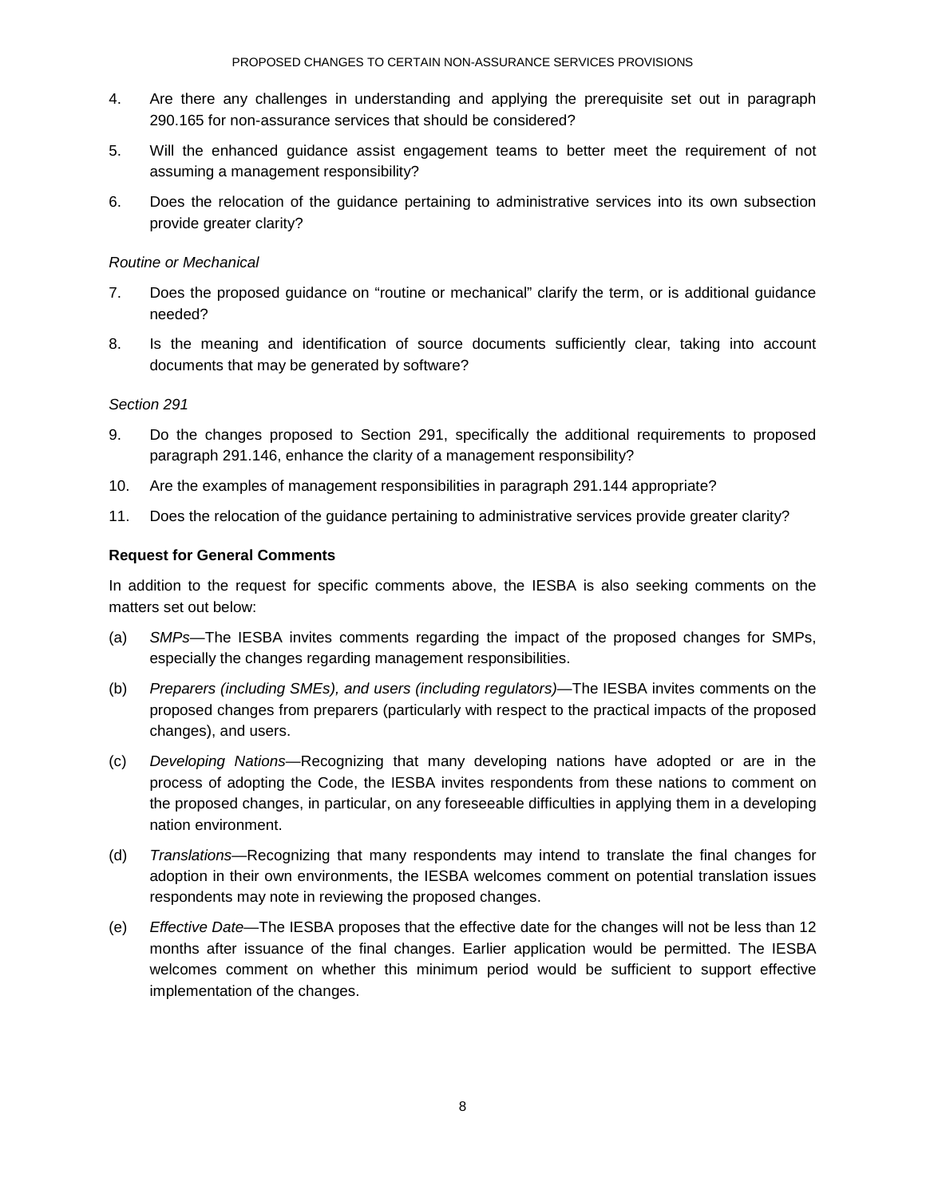4. Are there any challenges in understanding and applying the prerequisite set out in paragraph 290.165 for non-assurance services that should be considered?

5. Will the enhanced guidance assist engagement teams to better meet the requirement of not assuming a management responsibility?

6. Does the relocation of the guidance pertaining to administrative services into its own subsection provide greater clarity?

*Routine or Mechanical*

7. Does the proposed guidance on "routine or mechanical" clarify the term, or is additional guidance needed?

8. Is the meaning and identification of source documents sufficiently clear, taking into account documents that may be generated by software?

*Section 291*

9. Do the changes proposed to Section 291, specifically the additional requirements to proposed paragraph 291.146, enhance the clarity of a management responsibility?

10. Are the examples of management responsibilities in paragraph 291.144 appropriate?

11. Does the relocation of the guidance pertaining to administrative services provide greater clarity?

**Request for General Comments**

In addition to the request for specific comments above, the IESBA is also seeking comments on the matters set out below:

(a) *SMPs*—The IESBA invites comments regarding the impact of the proposed changes for SMPs, especially the changes regarding management responsibilities.

(b) *Preparers (including SMEs), and users (including regulators)*—The IESBA invites comments on the proposed changes from preparers (particularly with respect to the practical impacts of the proposed changes), and users.

(c) *Developing Nations*—Recognizing that many developing nations have adopted or are in the process of adopting the Code, the IESBA invites respondents from these nations to comment on the proposed changes, in particular, on any foreseeable difficulties in applying them in a developing nation environment.

(d) *Translations*—Recognizing that many respondents may intend to translate the final changes for adoption in their own environments, the IESBA welcomes comment on potential translation issues respondents may note in reviewing the proposed changes.

(e) *Effective Date*—The IESBA proposes that the effective date for the changes will not be less than 12 months after issuance of the final changes. Earlier application would be permitted. The IESBA welcomes comment on whether this minimum period would be sufficient to support effective implementation of the changes.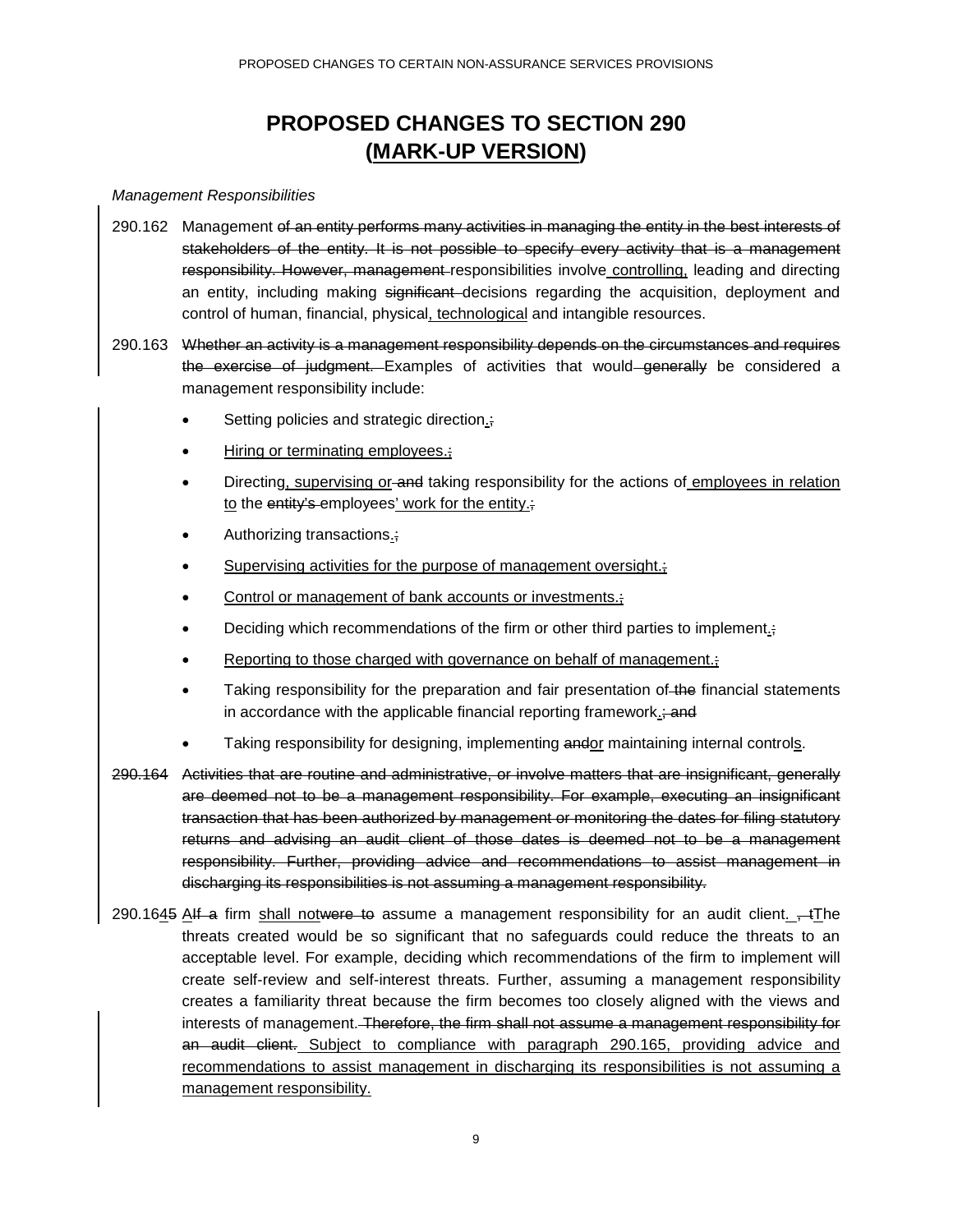# PROPOSED CHANGES TO SECTION 290 (MARK-UP VERSION)

*Management Responsibilities*

290.162 Management ~~of an entity performs many activities in managing the entity in the best interests of stakeholders of the entity. It is not possible to specify every activity that is a management responsibility. However, management~~ responsibilities involve controlling, leading and directing an entity, including making ~~significant~~ decisions regarding the acquisition, deployment and control of human, financial, physical, technological and intangible resources.

290.163 ~~Whether an activity is a management responsibility depends on the circumstances and requires the exercise of judgment.~~ Examples of activities that would ~~generally~~ be considered a management responsibility include:

- Setting policies and strategic direction.~~;~~
- Hiring or terminating employees.~~;~~
- Directing, supervising or ~~and~~ taking responsibility for the actions of employees in relation to the ~~entity's~~ employees' work for the entity.~~;~~
- Authorizing transactions.~~;~~
- Supervising activities for the purpose of management oversight.~~;~~
- Control or management of bank accounts or investments.~~;~~
- Deciding which recommendations of the firm or other third parties to implement.~~;~~
- Reporting to those charged with governance on behalf of management.~~;~~
- Taking responsibility for the preparation and fair presentation of ~~the~~ financial statements in accordance with the applicable financial reporting framework.~~; and~~
- Taking responsibility for designing, implementing ~~and~~or maintaining internal controls.

~~290.164 Activities that are routine and administrative, or involve matters that are insignificant, generally are deemed not to be a management responsibility. For example, executing an insignificant transaction that has been authorized by management or monitoring the dates for filing statutory returns and advising an audit client of those dates is deemed not to be a management responsibility. Further, providing advice and recommendations to assist management in discharging its responsibilities is not assuming a management responsibility.~~

290.164~~5~~ A~~If a~~ firm shall not~~were to~~ assume a management responsibility for an audit client. ~~, t~~The threats created would be so significant that no safeguards could reduce the threats to an acceptable level. For example, deciding which recommendations of the firm to implement will create self-review and self-interest threats. Further, assuming a management responsibility creates a familiarity threat because the firm becomes too closely aligned with the views and interests of management. ~~Therefore, the firm shall not assume a management responsibility for an audit client.~~ Subject to compliance with paragraph 290.165, providing advice and recommendations to assist management in discharging its responsibilities is not assuming a management responsibility.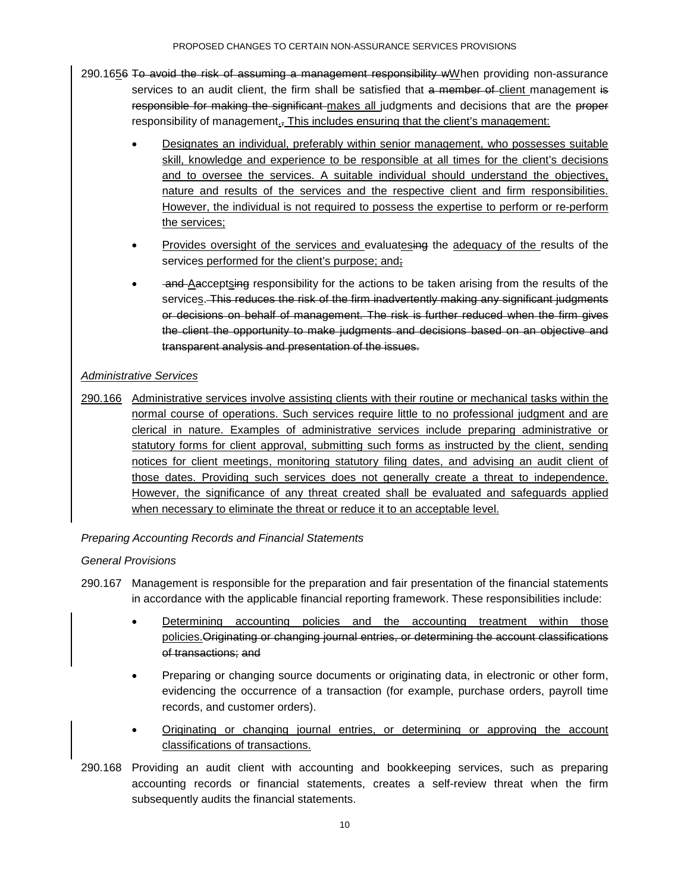290.16<u>5</u>~~6~~ ~~To avoid the risk of assuming a management responsibility w~~<u>W</u>hen providing non-assurance services to an audit client, the firm shall be satisfied that ~~a member of~~ <u>client</u> management ~~is responsible for making the significant~~ <u>makes all</u> judgments and decisions that are the ~~proper~~ responsibility of management<u>.</u>~~,~~ <u>This includes ensuring that the client's management:</u>

- <u>Designates an individual, preferably within senior management, who possesses suitable skill, knowledge and experience to be responsible at all times for the client's decisions and to oversee the services. A suitable individual should understand the objectives, nature and results of the services and the respective client and firm responsibilities. However, the individual is not required to possess the expertise to perform or re-perform the services;</u>
- <u>Provides oversight of the services and</u> evaluat<u>es</u>~~ing~~ the <u>adequacy of the</u> results of the service<u>s performed for the client's purpose; and</u>~~;~~
- ~~and~~ <u>A</u>~~a~~ccept<u>s</u>~~ing~~ responsibility for the actions to be taken arising from the results of the service<u>s</u>. ~~This reduces the risk of the firm inadvertently making any significant judgments or decisions on behalf of management. The risk is further reduced when the firm gives the client the opportunity to make judgments and decisions based on an objective and transparent analysis and presentation of the issues.~~

*<u>Administrative Services</u>*

<u>290.166</u> <u>Administrative services involve assisting clients with their routine or mechanical tasks within the normal course of operations. Such services require little to no professional judgment and are clerical in nature. Examples of administrative services include preparing administrative or statutory forms for client approval, submitting such forms as instructed by the client, sending notices for client meetings, monitoring statutory filing dates, and advising an audit client of those dates. Providing such services does not generally create a threat to independence. However, the significance of any threat created shall be evaluated and safeguards applied when necessary to eliminate the threat or reduce it to an acceptable level.</u>

*Preparing Accounting Records and Financial Statements*

*General Provisions*

290.167 Management is responsible for the preparation and fair presentation of the financial statements in accordance with the applicable financial reporting framework. These responsibilities include:

- <u>Determining accounting policies and the accounting treatment within those policies.</u>~~Originating or changing journal entries, or determining the account classifications of transactions; and~~
- Preparing or changing source documents or originating data, in electronic or other form, evidencing the occurrence of a transaction (for example, purchase orders, payroll time records, and customer orders).
- <u>Originating or changing journal entries, or determining or approving the account classifications of transactions.</u>

290.168 Providing an audit client with accounting and bookkeeping services, such as preparing accounting records or financial statements, creates a self-review threat when the firm subsequently audits the financial statements.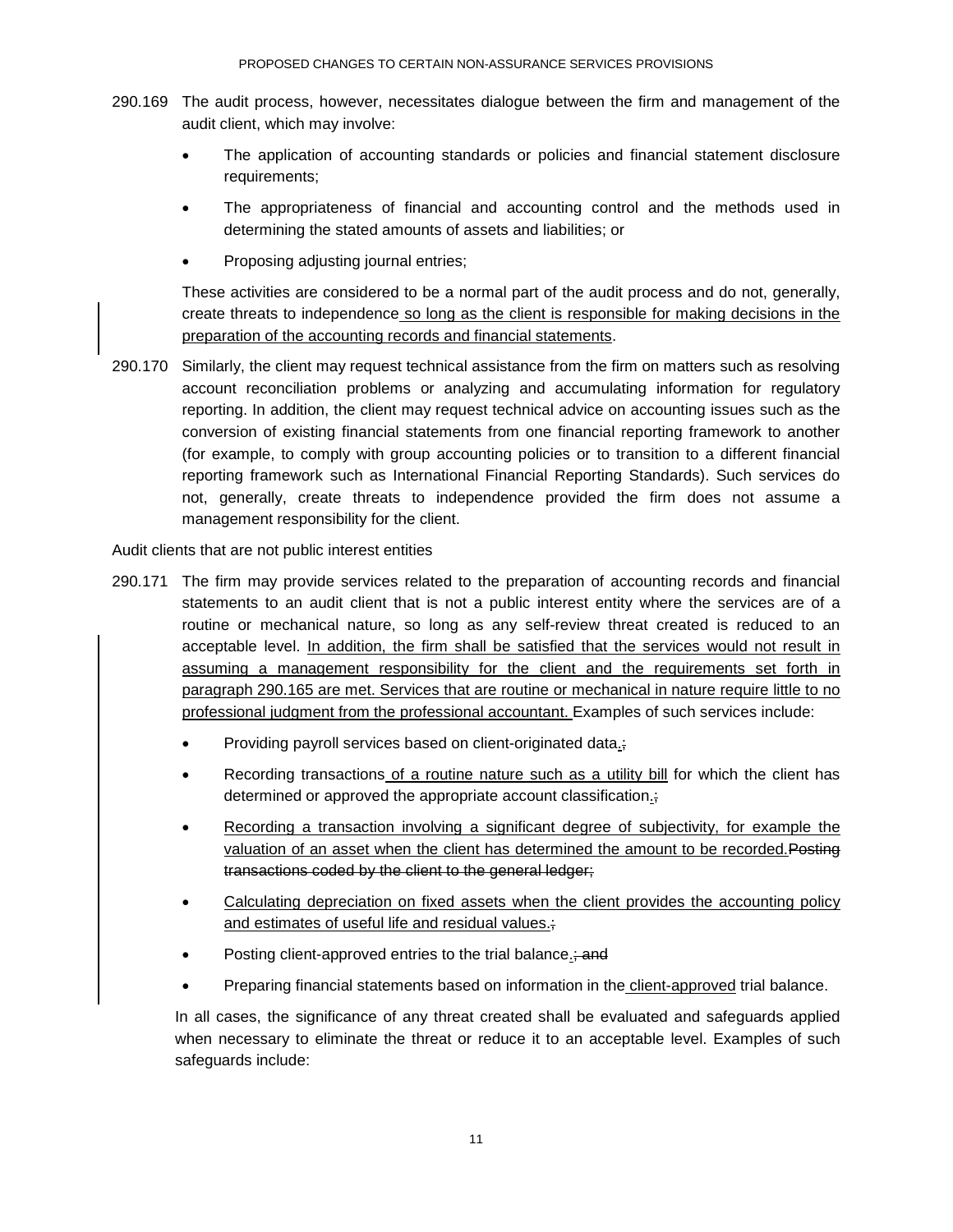290.169 The audit process, however, necessitates dialogue between the firm and management of the audit client, which may involve:

- The application of accounting standards or policies and financial statement disclosure requirements;
- The appropriateness of financial and accounting control and the methods used in determining the stated amounts of assets and liabilities; or
- Proposing adjusting journal entries;

These activities are considered to be a normal part of the audit process and do not, generally, create threats to independence so long as the client is responsible for making decisions in the preparation of the accounting records and financial statements.

290.170 Similarly, the client may request technical assistance from the firm on matters such as resolving account reconciliation problems or analyzing and accumulating information for regulatory reporting. In addition, the client may request technical advice on accounting issues such as the conversion of existing financial statements from one financial reporting framework to another (for example, to comply with group accounting policies or to transition to a different financial reporting framework such as International Financial Reporting Standards). Such services do not, generally, create threats to independence provided the firm does not assume a management responsibility for the client.

Audit clients that are not public interest entities

290.171 The firm may provide services related to the preparation of accounting records and financial statements to an audit client that is not a public interest entity where the services are of a routine or mechanical nature, so long as any self-review threat created is reduced to an acceptable level. In addition, the firm shall be satisfied that the services would not result in assuming a management responsibility for the client and the requirements set forth in paragraph 290.165 are met. Services that are routine or mechanical in nature require little to no professional judgment from the professional accountant. Examples of such services include:

- Providing payroll services based on client-originated data.~~;~~
- Recording transactions of a routine nature such as a utility bill for which the client has determined or approved the appropriate account classification.~~;~~
- Recording a transaction involving a significant degree of subjectivity, for example the valuation of an asset when the client has determined the amount to be recorded.~~Posting transactions coded by the client to the general ledger;~~
- Calculating depreciation on fixed assets when the client provides the accounting policy and estimates of useful life and residual values.~~;~~
- Posting client-approved entries to the trial balance.~~; and~~
- Preparing financial statements based on information in the client-approved trial balance.

In all cases, the significance of any threat created shall be evaluated and safeguards applied when necessary to eliminate the threat or reduce it to an acceptable level. Examples of such safeguards include: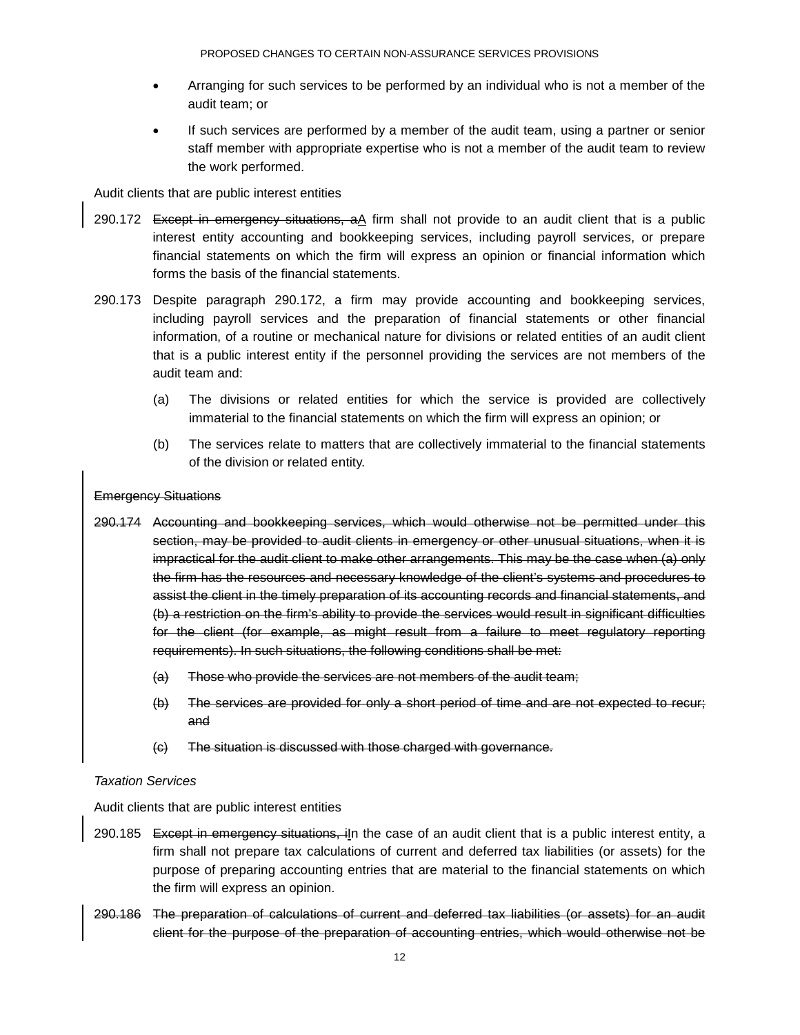- Arranging for such services to be performed by an individual who is not a member of the audit team; or
- If such services are performed by a member of the audit team, using a partner or senior staff member with appropriate expertise who is not a member of the audit team to review the work performed.

Audit clients that are public interest entities

290.172 ~~Except in emergency situations, a~~A firm shall not provide to an audit client that is a public interest entity accounting and bookkeeping services, including payroll services, or prepare financial statements on which the firm will express an opinion or financial information which forms the basis of the financial statements.

290.173 Despite paragraph 290.172, a firm may provide accounting and bookkeeping services, including payroll services and the preparation of financial statements or other financial information, of a routine or mechanical nature for divisions or related entities of an audit client that is a public interest entity if the personnel providing the services are not members of the audit team and:

(a) The divisions or related entities for which the service is provided are collectively immaterial to the financial statements on which the firm will express an opinion; or

(b) The services relate to matters that are collectively immaterial to the financial statements of the division or related entity.

~~Emergency Situations~~

~~290.174 Accounting and bookkeeping services, which would otherwise not be permitted under this section, may be provided to audit clients in emergency or other unusual situations, when it is impractical for the audit client to make other arrangements. This may be the case when (a) only the firm has the resources and necessary knowledge of the client's systems and procedures to assist the client in the timely preparation of its accounting records and financial statements, and (b) a restriction on the firm's ability to provide the services would result in significant difficulties for the client (for example, as might result from a failure to meet regulatory reporting requirements). In such situations, the following conditions shall be met:~~

~~(a) Those who provide the services are not members of the audit team;~~

~~(b) The services are provided for only a short period of time and are not expected to recur; and~~

~~(c) The situation is discussed with those charged with governance.~~

*Taxation Services*

Audit clients that are public interest entities

290.185 ~~Except in emergency situations, i~~In the case of an audit client that is a public interest entity, a firm shall not prepare tax calculations of current and deferred tax liabilities (or assets) for the purpose of preparing accounting entries that are material to the financial statements on which the firm will express an opinion.

~~290.186 The preparation of calculations of current and deferred tax liabilities (or assets) for an audit client for the purpose of the preparation of accounting entries, which would otherwise not be~~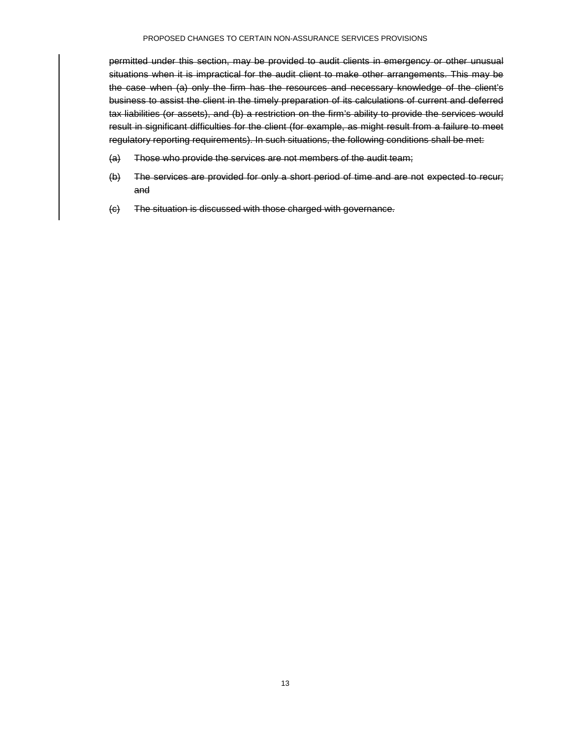~~permitted under this section, may be provided to audit clients in emergency or other unusual situations when it is impractical for the audit client to make other arrangements. This may be the case when (a) only the firm has the resources and necessary knowledge of the client's business to assist the client in the timely preparation of its calculations of current and deferred tax liabilities (or assets), and (b) a restriction on the firm's ability to provide the services would result in significant difficulties for the client (for example, as might result from a failure to meet regulatory reporting requirements). In such situations, the following conditions shall be met:~~

~~(a) Those who provide the services are not members of the audit team;~~

~~(b) The services are provided for only a short period of time and are not expected to recur; and~~

~~(c) The situation is discussed with those charged with governance.~~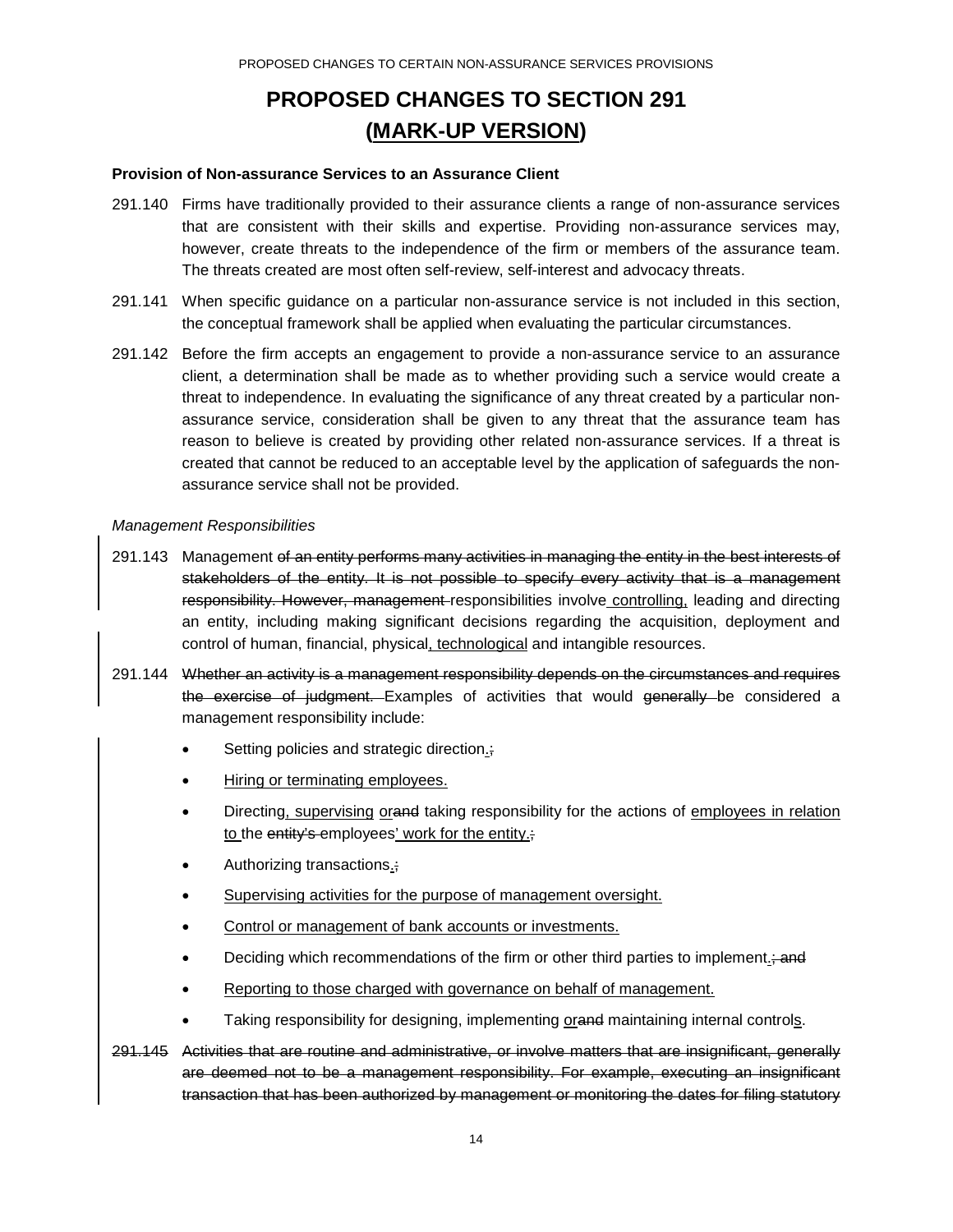# PROPOSED CHANGES TO SECTION 291 (MARK-UP VERSION)

**Provision of Non-assurance Services to an Assurance Client**

291.140 Firms have traditionally provided to their assurance clients a range of non-assurance services that are consistent with their skills and expertise. Providing non-assurance services may, however, create threats to the independence of the firm or members of the assurance team. The threats created are most often self-review, self-interest and advocacy threats.

291.141 When specific guidance on a particular non-assurance service is not included in this section, the conceptual framework shall be applied when evaluating the particular circumstances.

291.142 Before the firm accepts an engagement to provide a non-assurance service to an assurance client, a determination shall be made as to whether providing such a service would create a threat to independence. In evaluating the significance of any threat created by a particular non-assurance service, consideration shall be given to any threat that the assurance team has reason to believe is created by providing other related non-assurance services. If a threat is created that cannot be reduced to an acceptable level by the application of safeguards the non-assurance service shall not be provided.

*Management Responsibilities*

291.143 Management ~~of an entity performs many activities in managing the entity in the best interests of stakeholders of the entity. It is not possible to specify every activity that is a management responsibility. However, management~~ responsibilities involve <u>controlling,</u> leading and directing an entity, including making significant decisions regarding the acquisition, deployment and control of human, financial, physical<u>, technological</u> and intangible resources.

291.144 ~~Whether an activity is a management responsibility depends on the circumstances and requires the exercise of judgment.~~ Examples of activities that would ~~generally~~ be considered a management responsibility include:

- Setting policies and strategic direction<u>.</u>~~;~~
- <u>Hiring or terminating employees.</u>
- Directing<u>, supervising</u> <u>or</u>~~and~~ taking responsibility for the actions of <u>employees in relation to</u> the ~~entity's~~ employees<u>' work for the entity.</u>~~;~~
- Authorizing transactions<u>.</u>~~;~~
- <u>Supervising activities for the purpose of management oversight.</u>
- <u>Control or management of bank accounts or investments.</u>
- Deciding which recommendations of the firm or other third parties to implement<u>.</u>~~; and~~
- <u>Reporting to those charged with governance on behalf of management.</u>
- Taking responsibility for designing, implementing <u>or</u>~~and~~ maintaining internal control<u>s</u>.

~~291.145 Activities that are routine and administrative, or involve matters that are insignificant, generally are deemed not to be a management responsibility. For example, executing an insignificant transaction that has been authorized by management or monitoring the dates for filing statutory~~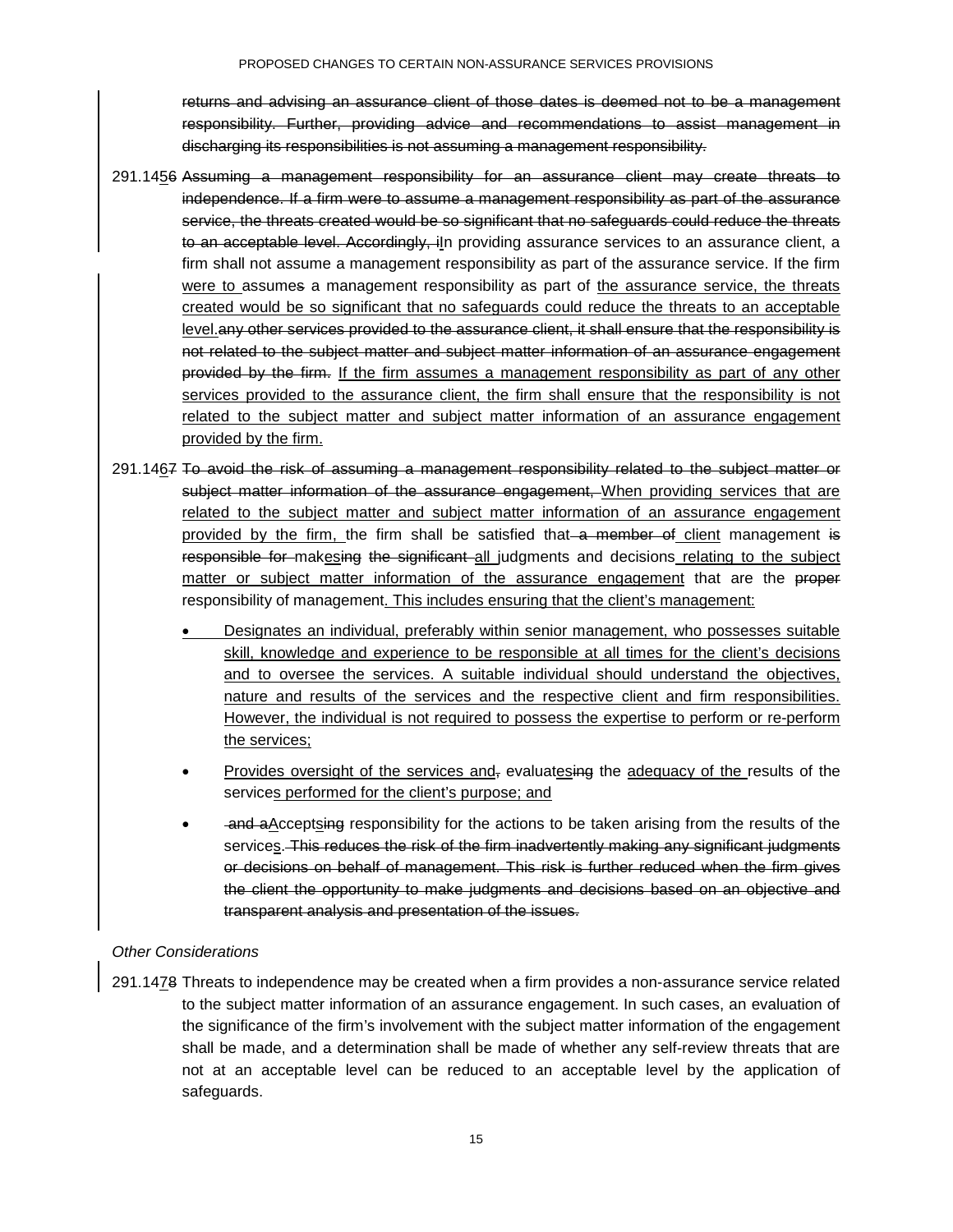~~returns and advising an assurance client of those dates is deemed not to be a management responsibility. Further, providing advice and recommendations to assist management in discharging its responsibilities is not assuming a management responsibility.~~

291.14<u>5</u>~~6~~ ~~Assuming a management responsibility for an assurance client may create threats to independence. If a firm were to assume a management responsibility as part of the assurance service, the threats created would be so significant that no safeguards could reduce the threats to an acceptable level. Accordingly, i~~<u>I</u>n providing assurance services to an assurance client, a firm shall not assume a management responsibility as part of the assurance service. If the firm <u>were to</u> assume~~s~~ a management responsibility as part of <u>the assurance service, the threats created would be so significant that no safeguards could reduce the threats to an acceptable level.</u>~~any other services provided to the assurance client, it shall ensure that the responsibility is not related to the subject matter and subject matter information of an assurance engagement provided by the firm.~~ <u>If the firm assumes a management responsibility as part of any other services provided to the assurance client, the firm shall ensure that the responsibility is not related to the subject matter and subject matter information of an assurance engagement provided by the firm.</u>

291.14<u>6</u>~~7~~ ~~To avoid the risk of assuming a management responsibility related to the subject matter or subject matter information of the assurance engagement,~~ <u>When providing services that are related to the subject matter and subject matter information of an assurance engagement provided by the firm,</u> the firm shall be satisfied that ~~a member of~~ <u>client</u> management ~~is responsible for~~ mak<u>es</u>~~ing~~ ~~the significant~~ <u>all</u> judgments and decisions <u>relating to the subject matter or subject matter information of the assurance engagement</u> that are the ~~proper~~ responsibility of management<u>. This includes ensuring that the client's management:</u>

- <u>Designates an individual, preferably within senior management, who possesses suitable skill, knowledge and experience to be responsible at all times for the client's decisions and to oversee the services. A suitable individual should understand the objectives, nature and results of the services and the respective client and firm responsibilities. However, the individual is not required to possess the expertise to perform or re-perform the services;</u>
- <u>Provides oversight of the services and</u>~~,~~ evaluat<u>es</u>~~ing~~ the <u>adequacy of the</u> results of the service<u>s performed for the client's purpose; and</u>
- ~~and a~~<u>A</u>ccept<u>s</u>~~ing~~ responsibility for the actions to be taken arising from the results of the service<u>s</u>. ~~This reduces the risk of the firm inadvertently making any significant judgments or decisions on behalf of management. This risk is further reduced when the firm gives the client the opportunity to make judgments and decisions based on an objective and transparent analysis and presentation of the issues.~~

*Other Considerations*

291.14<u>7</u>~~8~~ Threats to independence may be created when a firm provides a non-assurance service related to the subject matter information of an assurance engagement. In such cases, an evaluation of the significance of the firm's involvement with the subject matter information of the engagement shall be made, and a determination shall be made of whether any self-review threats that are not at an acceptable level can be reduced to an acceptable level by the application of safeguards.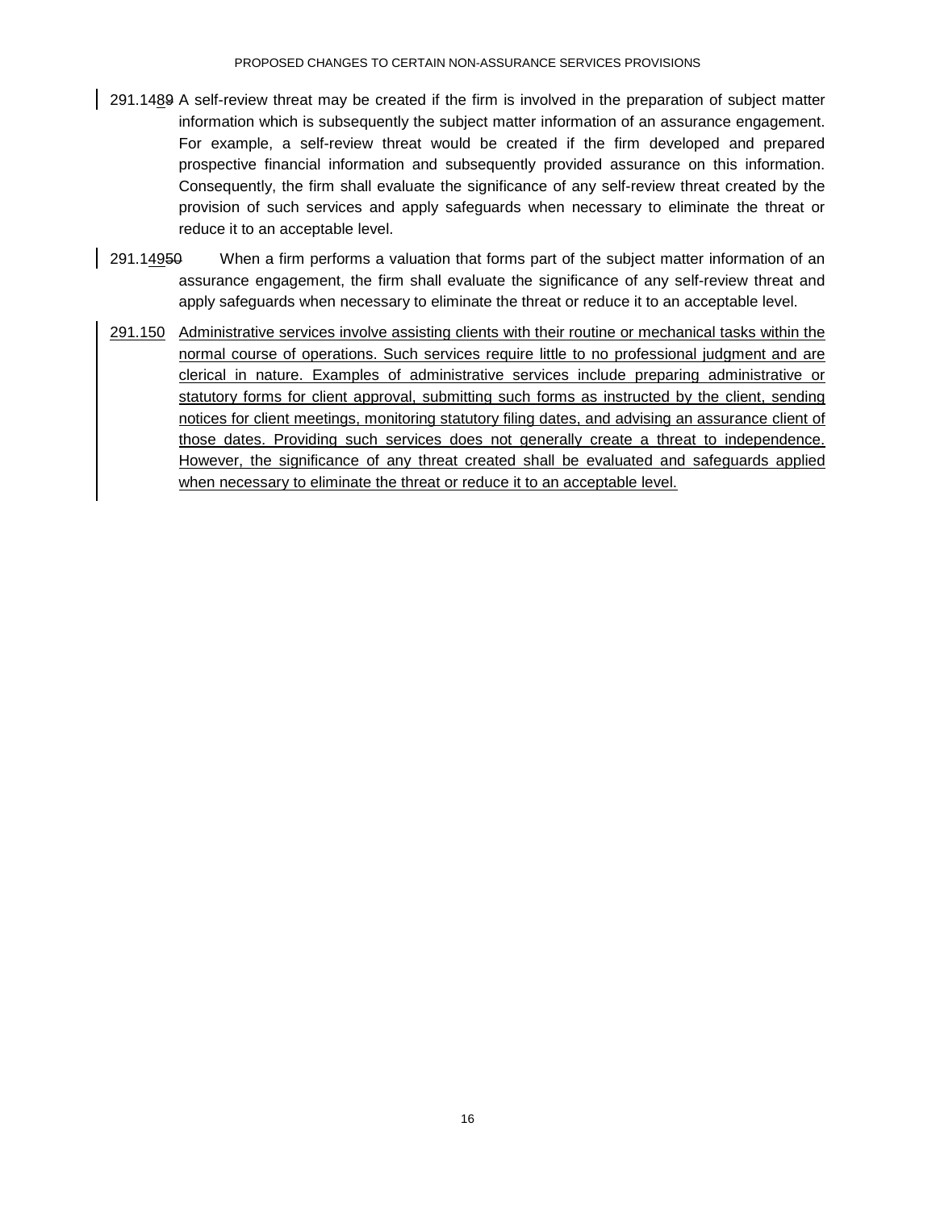291.1489 A self-review threat may be created if the firm is involved in the preparation of subject matter information which is subsequently the subject matter information of an assurance engagement. For example, a self-review threat would be created if the firm developed and prepared prospective financial information and subsequently provided assurance on this information. Consequently, the firm shall evaluate the significance of any self-review threat created by the provision of such services and apply safeguards when necessary to eliminate the threat or reduce it to an acceptable level.

291.14950 When a firm performs a valuation that forms part of the subject matter information of an assurance engagement, the firm shall evaluate the significance of any self-review threat and apply safeguards when necessary to eliminate the threat or reduce it to an acceptable level.

291.150 Administrative services involve assisting clients with their routine or mechanical tasks within the normal course of operations. Such services require little to no professional judgment and are clerical in nature. Examples of administrative services include preparing administrative or statutory forms for client approval, submitting such forms as instructed by the client, sending notices for client meetings, monitoring statutory filing dates, and advising an assurance client of those dates. Providing such services does not generally create a threat to independence. However, the significance of any threat created shall be evaluated and safeguards applied when necessary to eliminate the threat or reduce it to an acceptable level.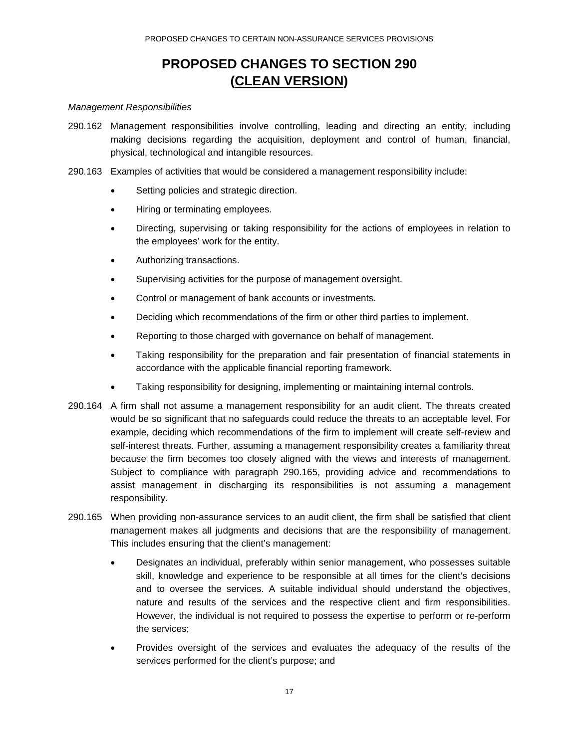# PROPOSED CHANGES TO SECTION 290 (CLEAN VERSION)

*Management Responsibilities*

290.162 Management responsibilities involve controlling, leading and directing an entity, including making decisions regarding the acquisition, deployment and control of human, financial, physical, technological and intangible resources.

290.163 Examples of activities that would be considered a management responsibility include:

- Setting policies and strategic direction.
- Hiring or terminating employees.
- Directing, supervising or taking responsibility for the actions of employees in relation to the employees' work for the entity.
- Authorizing transactions.
- Supervising activities for the purpose of management oversight.
- Control or management of bank accounts or investments.
- Deciding which recommendations of the firm or other third parties to implement.
- Reporting to those charged with governance on behalf of management.
- Taking responsibility for the preparation and fair presentation of financial statements in accordance with the applicable financial reporting framework.
- Taking responsibility for designing, implementing or maintaining internal controls.

290.164 A firm shall not assume a management responsibility for an audit client. The threats created would be so significant that no safeguards could reduce the threats to an acceptable level. For example, deciding which recommendations of the firm to implement will create self-review and self-interest threats. Further, assuming a management responsibility creates a familiarity threat because the firm becomes too closely aligned with the views and interests of management. Subject to compliance with paragraph 290.165, providing advice and recommendations to assist management in discharging its responsibilities is not assuming a management responsibility.

290.165 When providing non-assurance services to an audit client, the firm shall be satisfied that client management makes all judgments and decisions that are the responsibility of management. This includes ensuring that the client's management:

- Designates an individual, preferably within senior management, who possesses suitable skill, knowledge and experience to be responsible at all times for the client's decisions and to oversee the services. A suitable individual should understand the objectives, nature and results of the services and the respective client and firm responsibilities. However, the individual is not required to possess the expertise to perform or re-perform the services;
- Provides oversight of the services and evaluates the adequacy of the results of the services performed for the client's purpose; and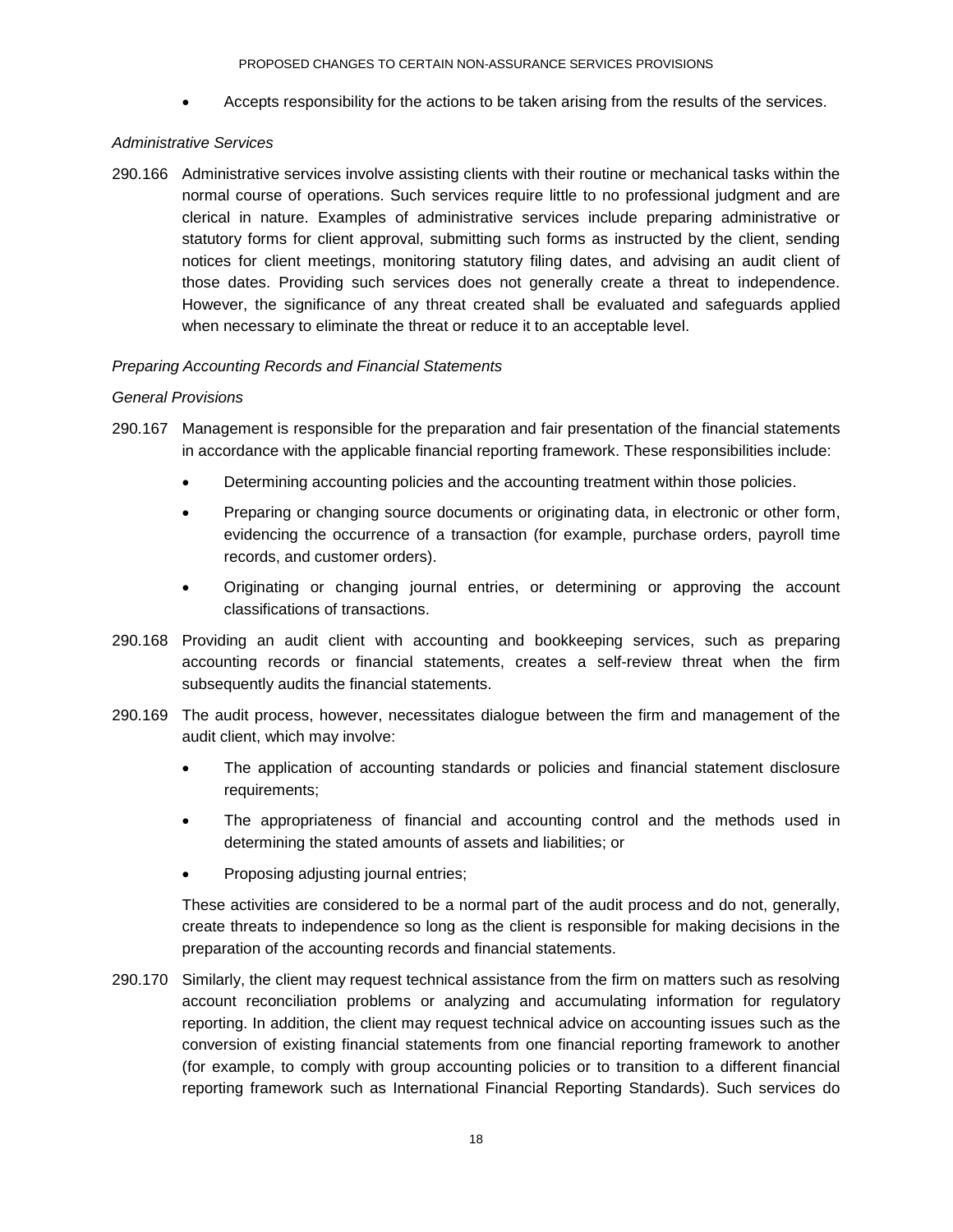- Accepts responsibility for the actions to be taken arising from the results of the services.

*Administrative Services*

290.166 Administrative services involve assisting clients with their routine or mechanical tasks within the normal course of operations. Such services require little to no professional judgment and are clerical in nature. Examples of administrative services include preparing administrative or statutory forms for client approval, submitting such forms as instructed by the client, sending notices for client meetings, monitoring statutory filing dates, and advising an audit client of those dates. Providing such services does not generally create a threat to independence. However, the significance of any threat created shall be evaluated and safeguards applied when necessary to eliminate the threat or reduce it to an acceptable level.

*Preparing Accounting Records and Financial Statements*

*General Provisions*

290.167 Management is responsible for the preparation and fair presentation of the financial statements in accordance with the applicable financial reporting framework. These responsibilities include:

- Determining accounting policies and the accounting treatment within those policies.
- Preparing or changing source documents or originating data, in electronic or other form, evidencing the occurrence of a transaction (for example, purchase orders, payroll time records, and customer orders).
- Originating or changing journal entries, or determining or approving the account classifications of transactions.

290.168 Providing an audit client with accounting and bookkeeping services, such as preparing accounting records or financial statements, creates a self-review threat when the firm subsequently audits the financial statements.

290.169 The audit process, however, necessitates dialogue between the firm and management of the audit client, which may involve:

- The application of accounting standards or policies and financial statement disclosure requirements;
- The appropriateness of financial and accounting control and the methods used in determining the stated amounts of assets and liabilities; or
- Proposing adjusting journal entries;

These activities are considered to be a normal part of the audit process and do not, generally, create threats to independence so long as the client is responsible for making decisions in the preparation of the accounting records and financial statements.

290.170 Similarly, the client may request technical assistance from the firm on matters such as resolving account reconciliation problems or analyzing and accumulating information for regulatory reporting. In addition, the client may request technical advice on accounting issues such as the conversion of existing financial statements from one financial reporting framework to another (for example, to comply with group accounting policies or to transition to a different financial reporting framework such as International Financial Reporting Standards). Such services do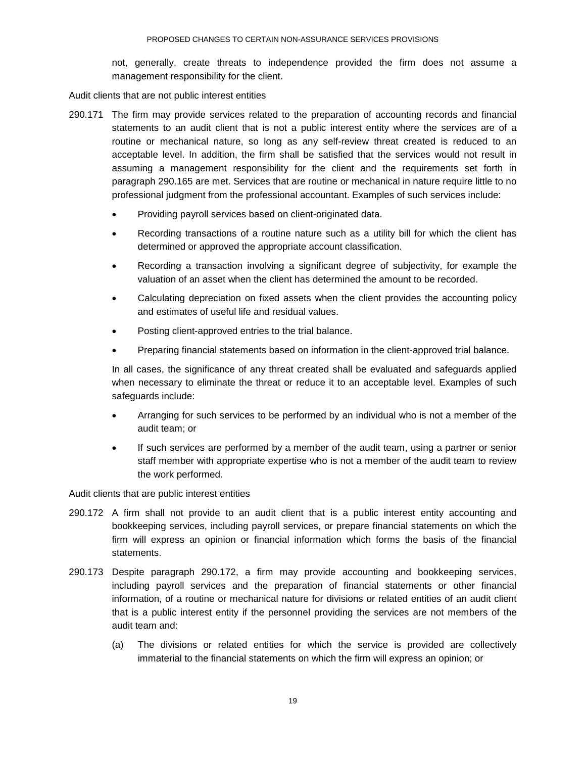not, generally, create threats to independence provided the firm does not assume a management responsibility for the client.

Audit clients that are not public interest entities

290.171 The firm may provide services related to the preparation of accounting records and financial statements to an audit client that is not a public interest entity where the services are of a routine or mechanical nature, so long as any self-review threat created is reduced to an acceptable level. In addition, the firm shall be satisfied that the services would not result in assuming a management responsibility for the client and the requirements set forth in paragraph 290.165 are met. Services that are routine or mechanical in nature require little to no professional judgment from the professional accountant. Examples of such services include:

- Providing payroll services based on client-originated data.
- Recording transactions of a routine nature such as a utility bill for which the client has determined or approved the appropriate account classification.
- Recording a transaction involving a significant degree of subjectivity, for example the valuation of an asset when the client has determined the amount to be recorded.
- Calculating depreciation on fixed assets when the client provides the accounting policy and estimates of useful life and residual values.
- Posting client-approved entries to the trial balance.
- Preparing financial statements based on information in the client-approved trial balance.

In all cases, the significance of any threat created shall be evaluated and safeguards applied when necessary to eliminate the threat or reduce it to an acceptable level. Examples of such safeguards include:

- Arranging for such services to be performed by an individual who is not a member of the audit team; or
- If such services are performed by a member of the audit team, using a partner or senior staff member with appropriate expertise who is not a member of the audit team to review the work performed.

Audit clients that are public interest entities

290.172 A firm shall not provide to an audit client that is a public interest entity accounting and bookkeeping services, including payroll services, or prepare financial statements on which the firm will express an opinion or financial information which forms the basis of the financial statements.

290.173 Despite paragraph 290.172, a firm may provide accounting and bookkeeping services, including payroll services and the preparation of financial statements or other financial information, of a routine or mechanical nature for divisions or related entities of an audit client that is a public interest entity if the personnel providing the services are not members of the audit team and:

(a) The divisions or related entities for which the service is provided are collectively immaterial to the financial statements on which the firm will express an opinion; or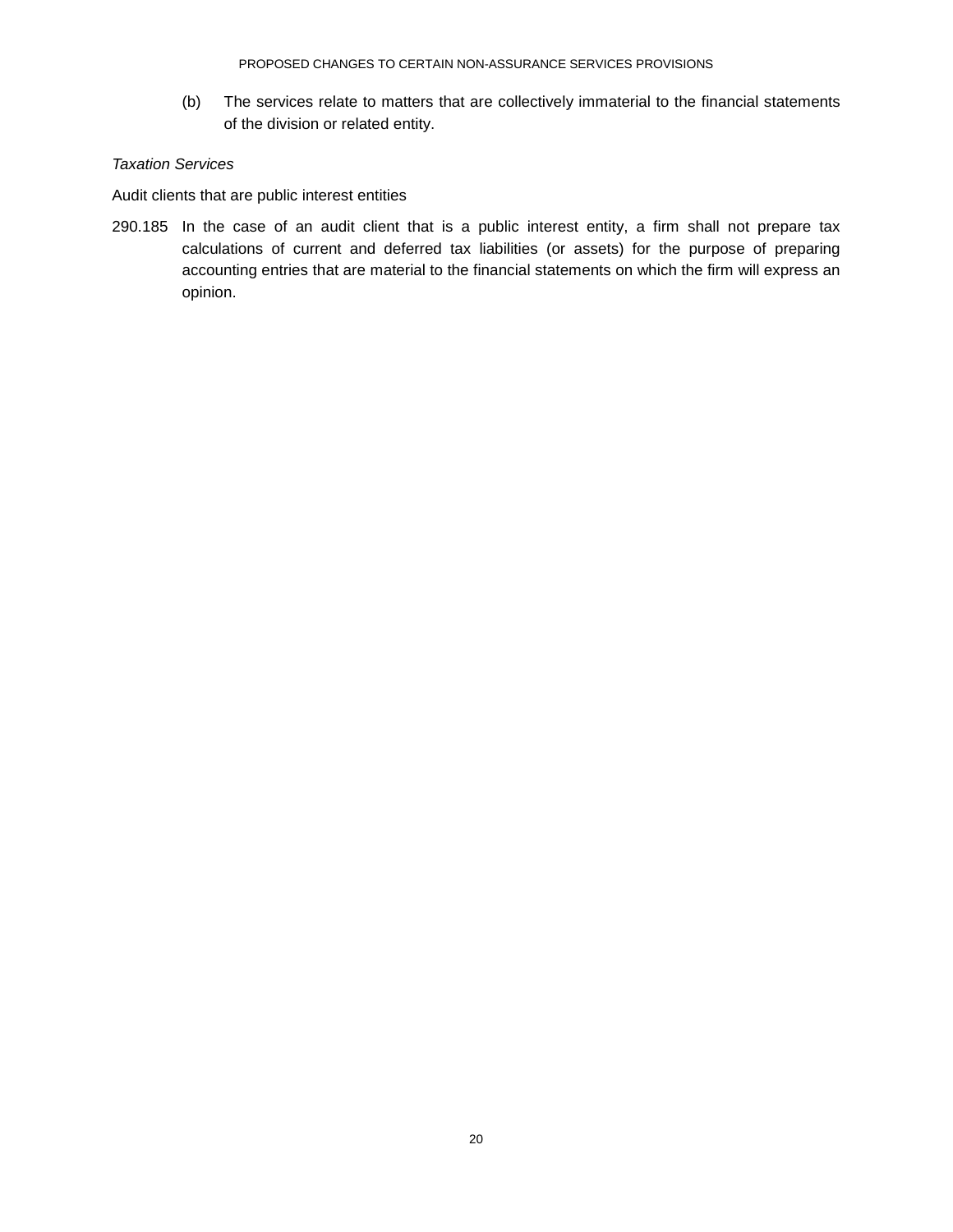(b) The services relate to matters that are collectively immaterial to the financial statements of the division or related entity.

*Taxation Services*

Audit clients that are public interest entities

290.185 In the case of an audit client that is a public interest entity, a firm shall not prepare tax calculations of current and deferred tax liabilities (or assets) for the purpose of preparing accounting entries that are material to the financial statements on which the firm will express an opinion.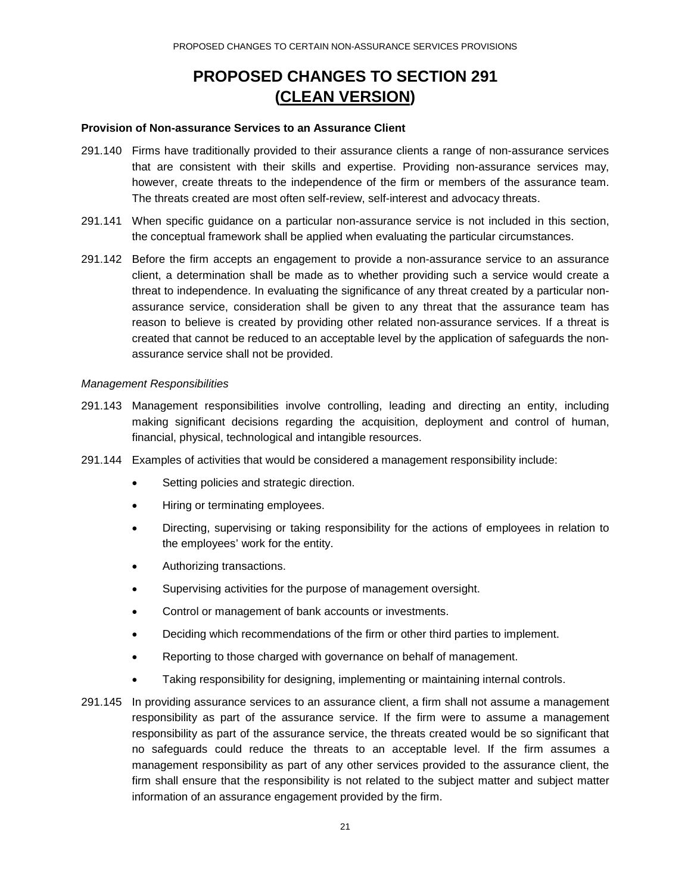# PROPOSED CHANGES TO SECTION 291 (CLEAN VERSION)

**Provision of Non-assurance Services to an Assurance Client**

291.140 Firms have traditionally provided to their assurance clients a range of non-assurance services that are consistent with their skills and expertise. Providing non-assurance services may, however, create threats to the independence of the firm or members of the assurance team. The threats created are most often self-review, self-interest and advocacy threats.

291.141 When specific guidance on a particular non-assurance service is not included in this section, the conceptual framework shall be applied when evaluating the particular circumstances.

291.142 Before the firm accepts an engagement to provide a non-assurance service to an assurance client, a determination shall be made as to whether providing such a service would create a threat to independence. In evaluating the significance of any threat created by a particular non-assurance service, consideration shall be given to any threat that the assurance team has reason to believe is created by providing other related non-assurance services. If a threat is created that cannot be reduced to an acceptable level by the application of safeguards the non-assurance service shall not be provided.

*Management Responsibilities*

291.143 Management responsibilities involve controlling, leading and directing an entity, including making significant decisions regarding the acquisition, deployment and control of human, financial, physical, technological and intangible resources.

291.144 Examples of activities that would be considered a management responsibility include:

- Setting policies and strategic direction.
- Hiring or terminating employees.
- Directing, supervising or taking responsibility for the actions of employees in relation to the employees' work for the entity.
- Authorizing transactions.
- Supervising activities for the purpose of management oversight.
- Control or management of bank accounts or investments.
- Deciding which recommendations of the firm or other third parties to implement.
- Reporting to those charged with governance on behalf of management.
- Taking responsibility for designing, implementing or maintaining internal controls.

291.145 In providing assurance services to an assurance client, a firm shall not assume a management responsibility as part of the assurance service. If the firm were to assume a management responsibility as part of the assurance service, the threats created would be so significant that no safeguards could reduce the threats to an acceptable level. If the firm assumes a management responsibility as part of any other services provided to the assurance client, the firm shall ensure that the responsibility is not related to the subject matter and subject matter information of an assurance engagement provided by the firm.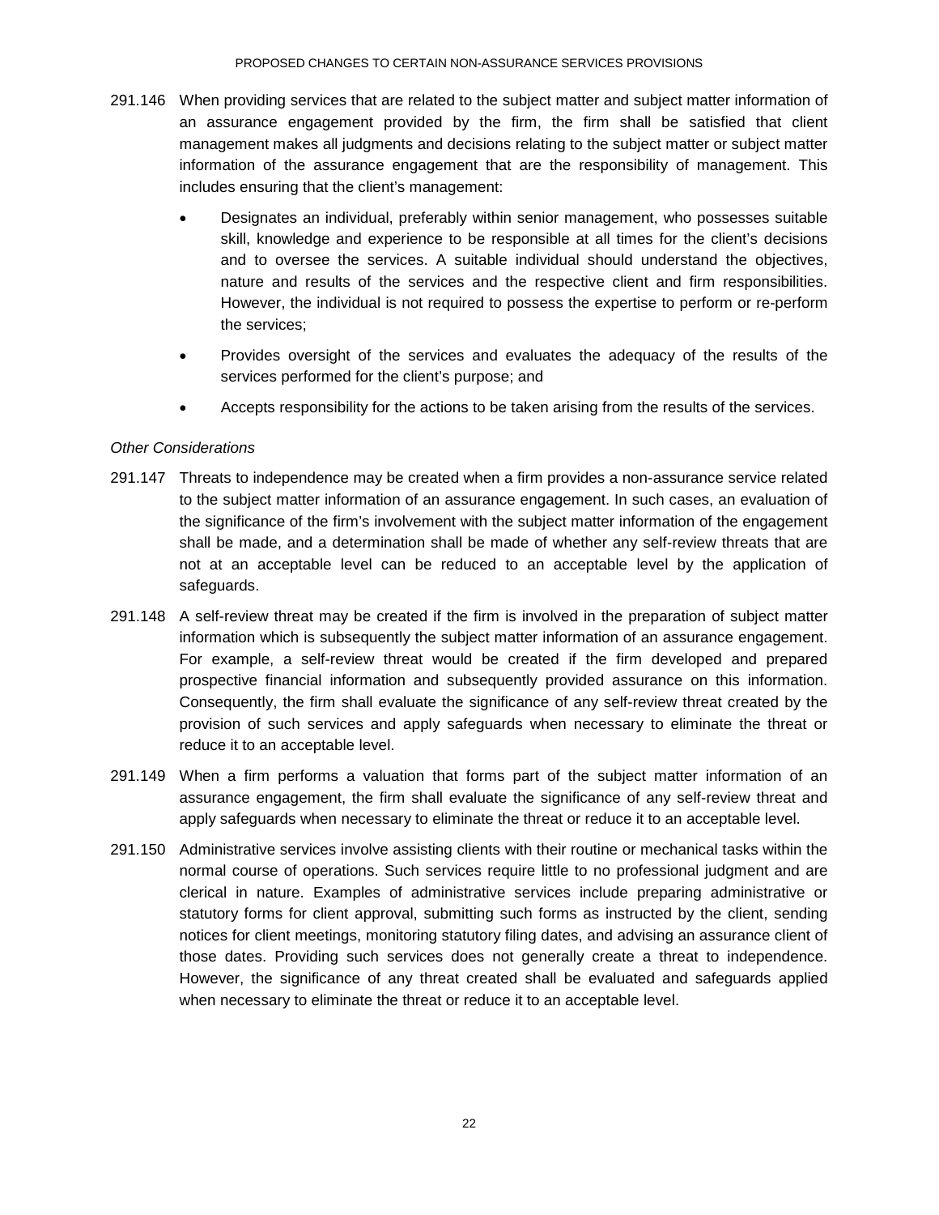291.146 When providing services that are related to the subject matter and subject matter information of an assurance engagement provided by the firm, the firm shall be satisfied that client management makes all judgments and decisions relating to the subject matter or subject matter information of the assurance engagement that are the responsibility of management. This includes ensuring that the client's management:

- Designates an individual, preferably within senior management, who possesses suitable skill, knowledge and experience to be responsible at all times for the client's decisions and to oversee the services. A suitable individual should understand the objectives, nature and results of the services and the respective client and firm responsibilities. However, the individual is not required to possess the expertise to perform or re-perform the services;
- Provides oversight of the services and evaluates the adequacy of the results of the services performed for the client's purpose; and
- Accepts responsibility for the actions to be taken arising from the results of the services.

*Other Considerations*

291.147 Threats to independence may be created when a firm provides a non-assurance service related to the subject matter information of an assurance engagement. In such cases, an evaluation of the significance of the firm's involvement with the subject matter information of the engagement shall be made, and a determination shall be made of whether any self-review threats that are not at an acceptable level can be reduced to an acceptable level by the application of safeguards.

291.148 A self-review threat may be created if the firm is involved in the preparation of subject matter information which is subsequently the subject matter information of an assurance engagement. For example, a self-review threat would be created if the firm developed and prepared prospective financial information and subsequently provided assurance on this information. Consequently, the firm shall evaluate the significance of any self-review threat created by the provision of such services and apply safeguards when necessary to eliminate the threat or reduce it to an acceptable level.

291.149 When a firm performs a valuation that forms part of the subject matter information of an assurance engagement, the firm shall evaluate the significance of any self-review threat and apply safeguards when necessary to eliminate the threat or reduce it to an acceptable level.

291.150 Administrative services involve assisting clients with their routine or mechanical tasks within the normal course of operations. Such services require little to no professional judgment and are clerical in nature. Examples of administrative services include preparing administrative or statutory forms for client approval, submitting such forms as instructed by the client, sending notices for client meetings, monitoring statutory filing dates, and advising an assurance client of those dates. Providing such services does not generally create a threat to independence. However, the significance of any threat created shall be evaluated and safeguards applied when necessary to eliminate the threat or reduce it to an acceptable level.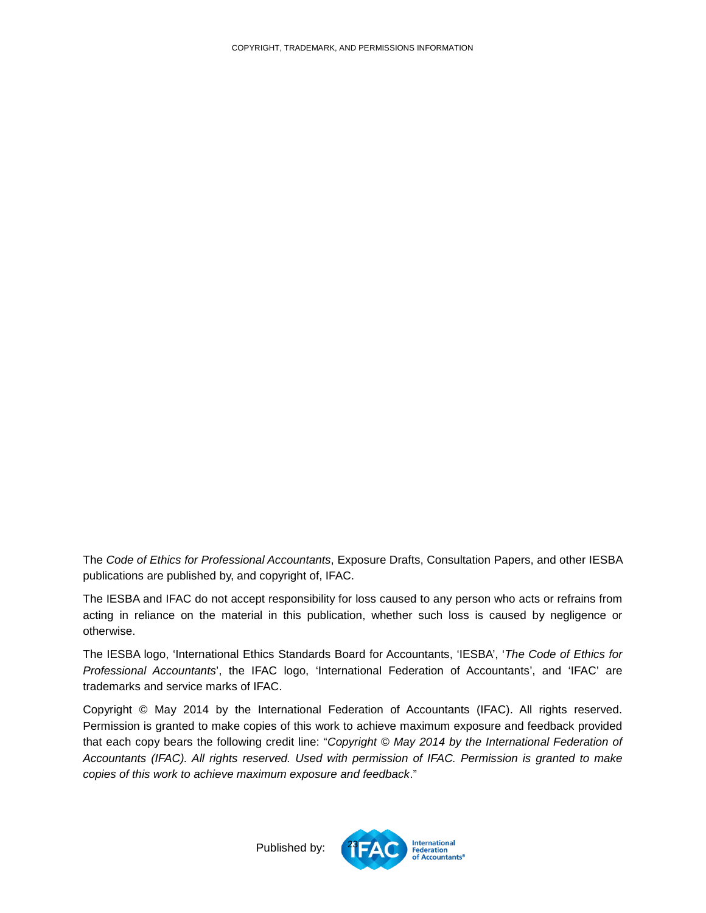# COPYRIGHT, TRADEMARK, AND PERMISSIONS INFORMATION

The *Code of Ethics for Professional Accountants*, Exposure Drafts, Consultation Papers, and other IESBA publications are published by, and copyright of, IFAC.

The IESBA and IFAC do not accept responsibility for loss caused to any person who acts or refrains from acting in reliance on the material in this publication, whether such loss is caused by negligence or otherwise.

The IESBA logo, 'International Ethics Standards Board for Accountants, 'IESBA', '*The Code of Ethics for Professional Accountants*', the IFAC logo, 'International Federation of Accountants', and 'IFAC' are trademarks and service marks of IFAC.

Copyright © May 2014 by the International Federation of Accountants (IFAC). All rights reserved. Permission is granted to make copies of this work to achieve maximum exposure and feedback provided that each copy bears the following credit line: "*Copyright © May 2014 by the International Federation of Accountants (IFAC). All rights reserved. Used with permission of IFAC. Permission is granted to make copies of this work to achieve maximum exposure and feedback*."

Published by: IFAC International Federation of Accountants®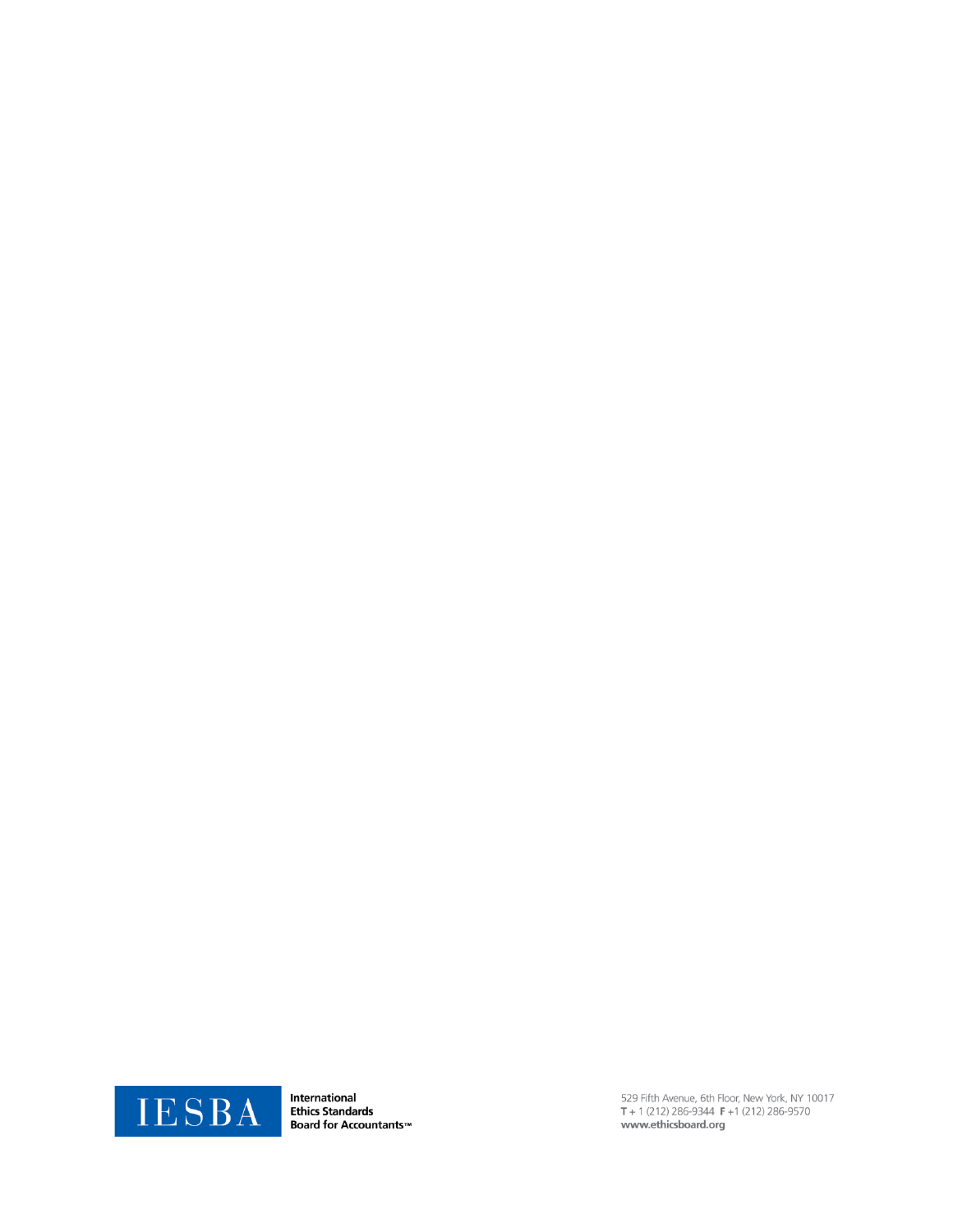IESBA

International
Ethics Standards
Board for Accountants™

529 Fifth Avenue, 6th Floor, New York, NY 10017
**T** + 1 (212) 286-9344 **F** +1 (212) 286-9570
**www.ethicsboard.org**